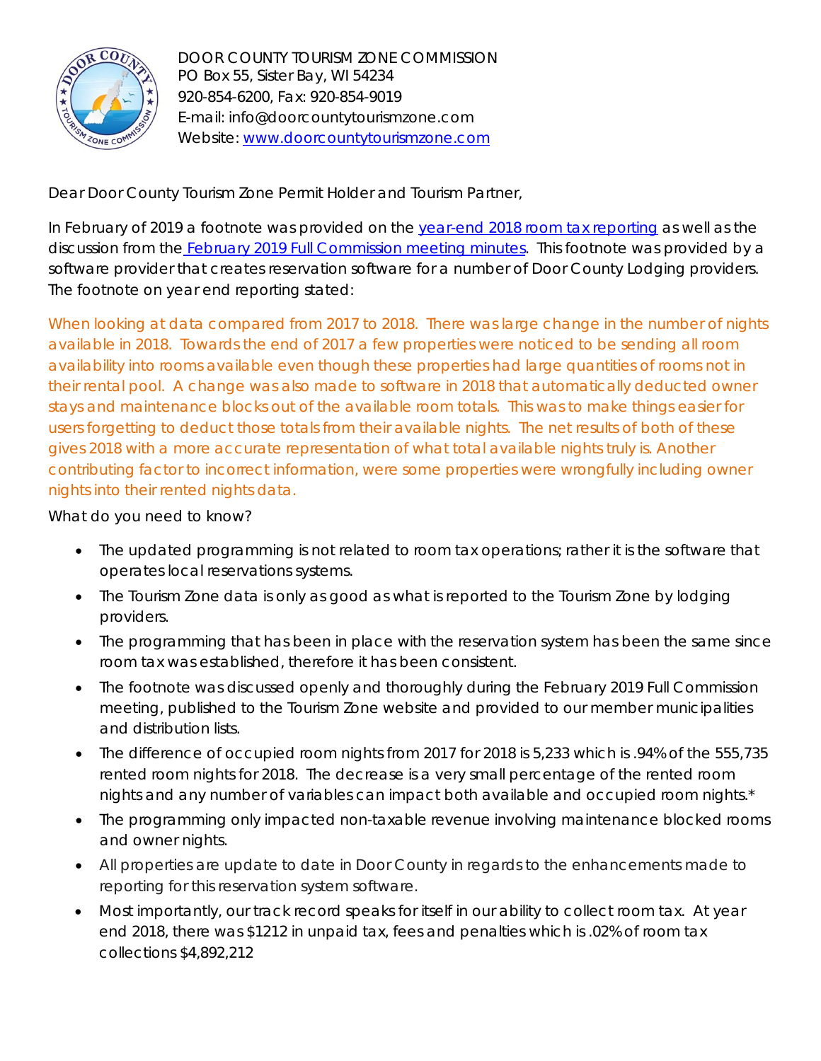DOOR COUNTY TOURISM ZONE COMMISSION
PO Box 55, Sister Bay, WI 54234
920-854-6200, Fax: 920-854-9019
E-mail: info@doorcountytourismzone.com
Website: [www.doorcountytourismzone.com](http://www.doorcountytourismzone.com)

Dear Door County Tourism Zone Permit Holder and Tourism Partner,

In February of 2019 a footnote was provided on the [year-end 2018 room tax reporting]() as well as the discussion from the [February 2019 Full Commission meeting minutes](). This footnote was provided by a software provider that creates reservation software for a number of Door County Lodging providers. The footnote on year end reporting stated:

When looking at data compared from 2017 to 2018. There was large change in the number of nights available in 2018. Towards the end of 2017 a few properties were noticed to be sending all room availability into rooms available even though these properties had large quantities of rooms not in their rental pool. A change was also made to software in 2018 that automatically deducted owner stays and maintenance blocks out of the available room totals. This was to make things easier for users forgetting to deduct those totals from their available nights. The net results of both of these gives 2018 with a more accurate representation of what total available nights truly is. Another contributing factor to incorrect information, were some properties were wrongfully including owner nights into their rented nights data.

What do you need to know?

- The updated programming is not related to room tax operations; rather it is the software that operates local reservations systems.
- The Tourism Zone data is only as good as what is reported to the Tourism Zone by lodging providers.
- The programming that has been in place with the reservation system has been the same since room tax was established, therefore it has been consistent.
- The footnote was discussed openly and thoroughly during the February 2019 Full Commission meeting, published to the Tourism Zone website and provided to our member municipalities and distribution lists.
- The difference of occupied room nights from 2017 for 2018 is 5,233 which is .94% of the 555,735 rented room nights for 2018. The decrease is a very small percentage of the rented room nights and any number of variables can impact both available and occupied room nights.*
- The programming only impacted non-taxable revenue involving maintenance blocked rooms and owner nights.
- All properties are update to date in Door County in regards to the enhancements made to reporting for this reservation system software.
- Most importantly, our track record speaks for itself in our ability to collect room tax. At year end 2018, there was $1212 in unpaid tax, fees and penalties which is .02% of room tax collections $4,892,212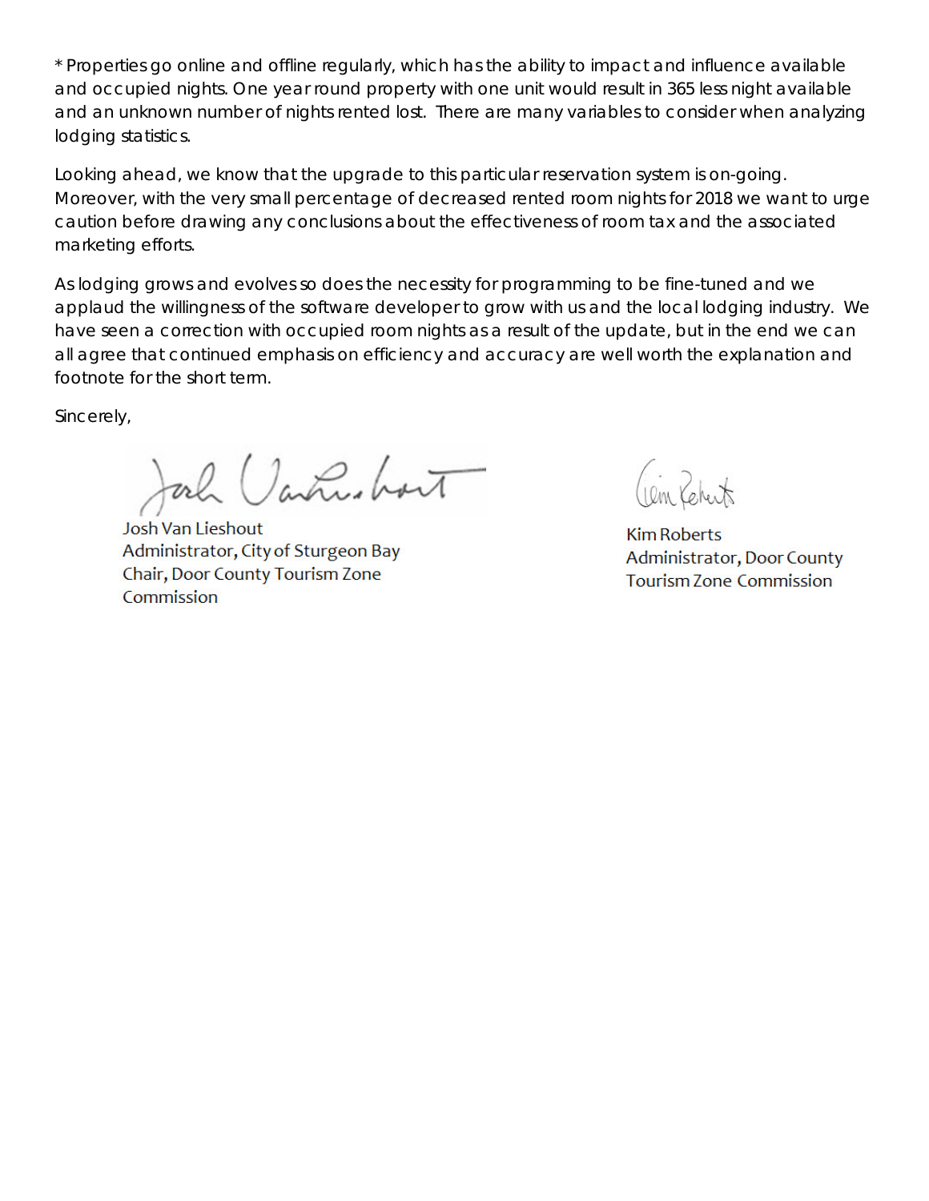* Properties go online and offline regularly, which has the ability to impact and influence available and occupied nights. One year round property with one unit would result in 365 less night available and an unknown number of nights rented lost. There are many variables to consider when analyzing lodging statistics.

Looking ahead, we know that the upgrade to this particular reservation system is on-going. Moreover, with the very small percentage of decreased rented room nights for 2018 we want to urge caution before drawing any conclusions about the effectiveness of room tax and the associated marketing efforts.

As lodging grows and evolves so does the necessity for programming to be fine-tuned and we applaud the willingness of the software developer to grow with us and the local lodging industry. We have seen a correction with occupied room nights as a result of the update, but in the end we can all agree that continued emphasis on efficiency and accuracy are well worth the explanation and footnote for the short term.

Sincerely,

Josh Van Lieshout
Administrator, City of Sturgeon Bay
Chair, Door County Tourism Zone Commission

Kim Roberts
Administrator, Door County Tourism Zone Commission